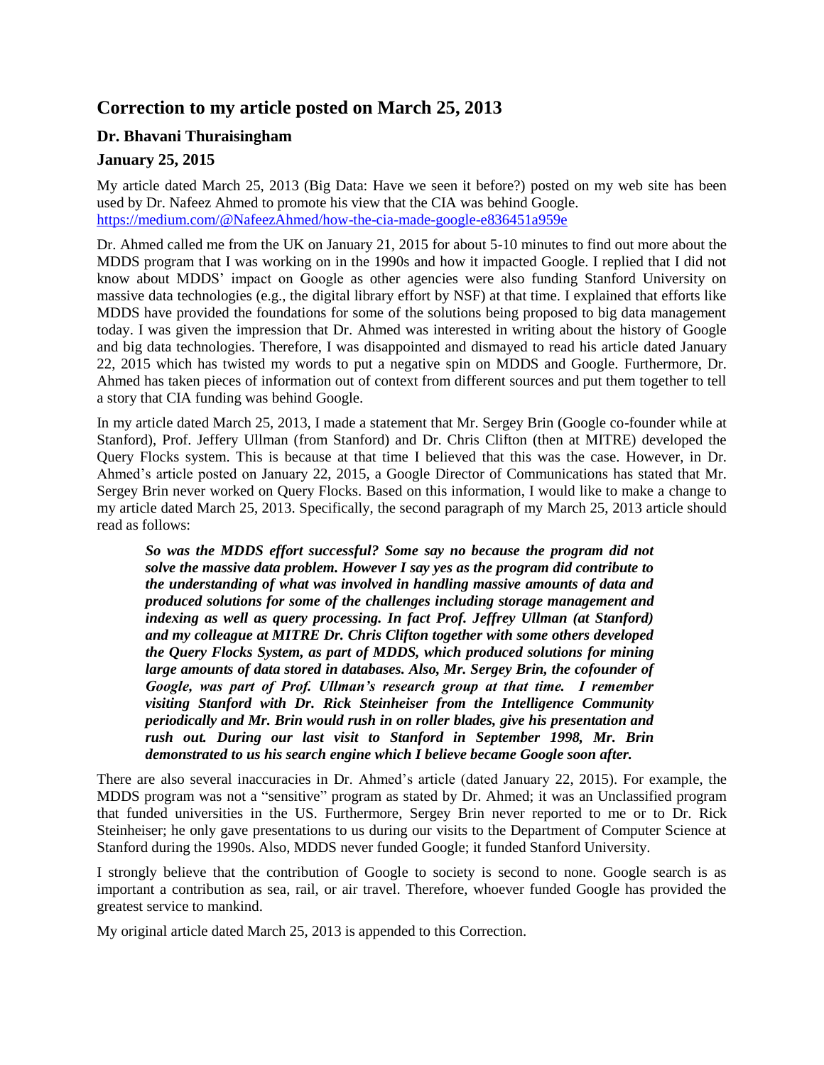## Correction to my article posted on March 25, 2013

### Dr. Bhavani Thuraisingham

### January 25, 2015

My article dated March 25, 2013 (Big Data: Have we seen it before?) posted on my web site has been used by Dr. Nafeez Ahmed to promote his view that the CIA was behind Google. https://medium.com/@NafeezAhmed/how-the-cia-made-google-e836451a959e

Dr. Ahmed called me from the UK on January 21, 2015 for about 5-10 minutes to find out more about the MDDS program that I was working on in the 1990s and how it impacted Google. I replied that I did not know about MDDS' impact on Google as other agencies were also funding Stanford University on massive data technologies (e.g., the digital library effort by NSF) at that time. I explained that efforts like MDDS have provided the foundations for some of the solutions being proposed to big data management today. I was given the impression that Dr. Ahmed was interested in writing about the history of Google and big data technologies. Therefore, I was disappointed and dismayed to read his article dated January 22, 2015 which has twisted my words to put a negative spin on MDDS and Google. Furthermore, Dr. Ahmed has taken pieces of information out of context from different sources and put them together to tell a story that CIA funding was behind Google.

In my article dated March 25, 2013, I made a statement that Mr. Sergey Brin (Google co-founder while at Stanford), Prof. Jeffery Ullman (from Stanford) and Dr. Chris Clifton (then at MITRE) developed the Query Flocks system. This is because at that time I believed that this was the case. However, in Dr. Ahmed's article posted on January 22, 2015, a Google Director of Communications has stated that Mr. Sergey Brin never worked on Query Flocks. Based on this information, I would like to make a change to my article dated March 25, 2013. Specifically, the second paragraph of my March 25, 2013 article should read as follows:

> ***So was the MDDS effort successful? Some say no because the program did not solve the massive data problem. However I say yes as the program did contribute to the understanding of what was involved in handling massive amounts of data and produced solutions for some of the challenges including storage management and indexing as well as query processing. In fact Prof. Jeffrey Ullman (at Stanford) and my colleague at MITRE Dr. Chris Clifton together with some others developed the Query Flocks System, as part of MDDS, which produced solutions for mining large amounts of data stored in databases. Also, Mr. Sergey Brin, the cofounder of Google, was part of Prof. Ullman's research group at that time. I remember visiting Stanford with Dr. Rick Steinheiser from the Intelligence Community periodically and Mr. Brin would rush in on roller blades, give his presentation and rush out. During our last visit to Stanford in September 1998, Mr. Brin demonstrated to us his search engine which I believe became Google soon after.***

There are also several inaccuracies in Dr. Ahmed's article (dated January 22, 2015). For example, the MDDS program was not a "sensitive" program as stated by Dr. Ahmed; it was an Unclassified program that funded universities in the US. Furthermore, Sergey Brin never reported to me or to Dr. Rick Steinheiser; he only gave presentations to us during our visits to the Department of Computer Science at Stanford during the 1990s. Also, MDDS never funded Google; it funded Stanford University.

I strongly believe that the contribution of Google to society is second to none. Google search is as important a contribution as sea, rail, or air travel. Therefore, whoever funded Google has provided the greatest service to mankind.

My original article dated March 25, 2013 is appended to this Correction.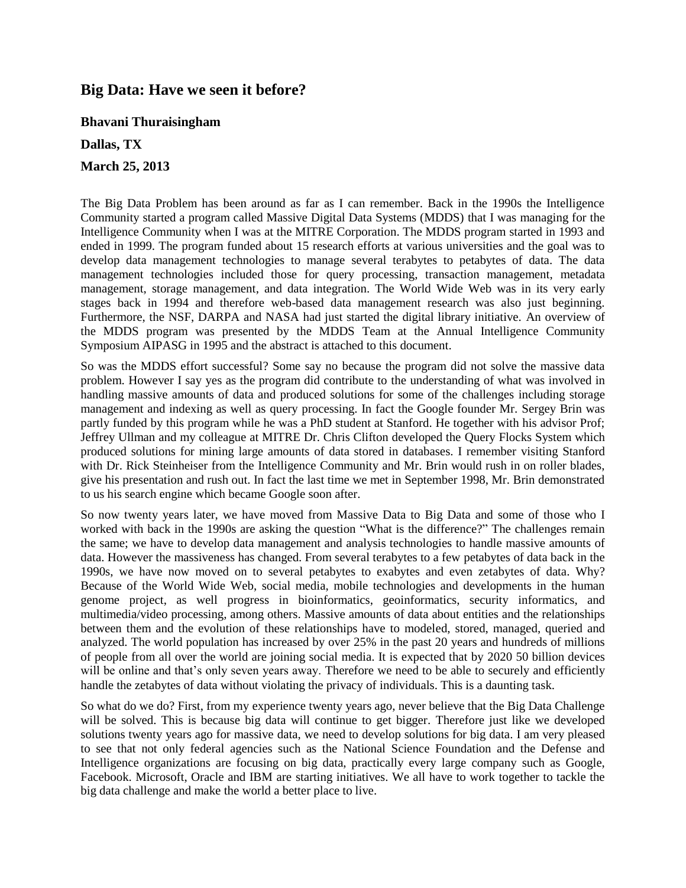## Big Data: Have we seen it before?

**Bhavani Thuraisingham**

**Dallas, TX**

**March 25, 2013**

The Big Data Problem has been around as far as I can remember. Back in the 1990s the Intelligence Community started a program called Massive Digital Data Systems (MDDS) that I was managing for the Intelligence Community when I was at the MITRE Corporation. The MDDS program started in 1993 and ended in 1999. The program funded about 15 research efforts at various universities and the goal was to develop data management technologies to manage several terabytes to petabytes of data. The data management technologies included those for query processing, transaction management, metadata management, storage management, and data integration. The World Wide Web was in its very early stages back in 1994 and therefore web-based data management research was also just beginning. Furthermore, the NSF, DARPA and NASA had just started the digital library initiative. An overview of the MDDS program was presented by the MDDS Team at the Annual Intelligence Community Symposium AIPASG in 1995 and the abstract is attached to this document.

So was the MDDS effort successful? Some say no because the program did not solve the massive data problem. However I say yes as the program did contribute to the understanding of what was involved in handling massive amounts of data and produced solutions for some of the challenges including storage management and indexing as well as query processing. In fact the Google founder Mr. Sergey Brin was partly funded by this program while he was a PhD student at Stanford. He together with his advisor Prof; Jeffrey Ullman and my colleague at MITRE Dr. Chris Clifton developed the Query Flocks System which produced solutions for mining large amounts of data stored in databases. I remember visiting Stanford with Dr. Rick Steinheiser from the Intelligence Community and Mr. Brin would rush in on roller blades, give his presentation and rush out. In fact the last time we met in September 1998, Mr. Brin demonstrated to us his search engine which became Google soon after.

So now twenty years later, we have moved from Massive Data to Big Data and some of those who I worked with back in the 1990s are asking the question "What is the difference?" The challenges remain the same; we have to develop data management and analysis technologies to handle massive amounts of data. However the massiveness has changed. From several terabytes to a few petabytes of data back in the 1990s, we have now moved on to several petabytes to exabytes and even zetabytes of data. Why? Because of the World Wide Web, social media, mobile technologies and developments in the human genome project, as well progress in bioinformatics, geoinformatics, security informatics, and multimedia/video processing, among others. Massive amounts of data about entities and the relationships between them and the evolution of these relationships have to modeled, stored, managed, queried and analyzed. The world population has increased by over 25% in the past 20 years and hundreds of millions of people from all over the world are joining social media. It is expected that by 2020 50 billion devices will be online and that's only seven years away. Therefore we need to be able to securely and efficiently handle the zetabytes of data without violating the privacy of individuals. This is a daunting task.

So what do we do? First, from my experience twenty years ago, never believe that the Big Data Challenge will be solved. This is because big data will continue to get bigger. Therefore just like we developed solutions twenty years ago for massive data, we need to develop solutions for big data. I am very pleased to see that not only federal agencies such as the National Science Foundation and the Defense and Intelligence organizations are focusing on big data, practically every large company such as Google, Facebook. Microsoft, Oracle and IBM are starting initiatives. We all have to work together to tackle the big data challenge and make the world a better place to live.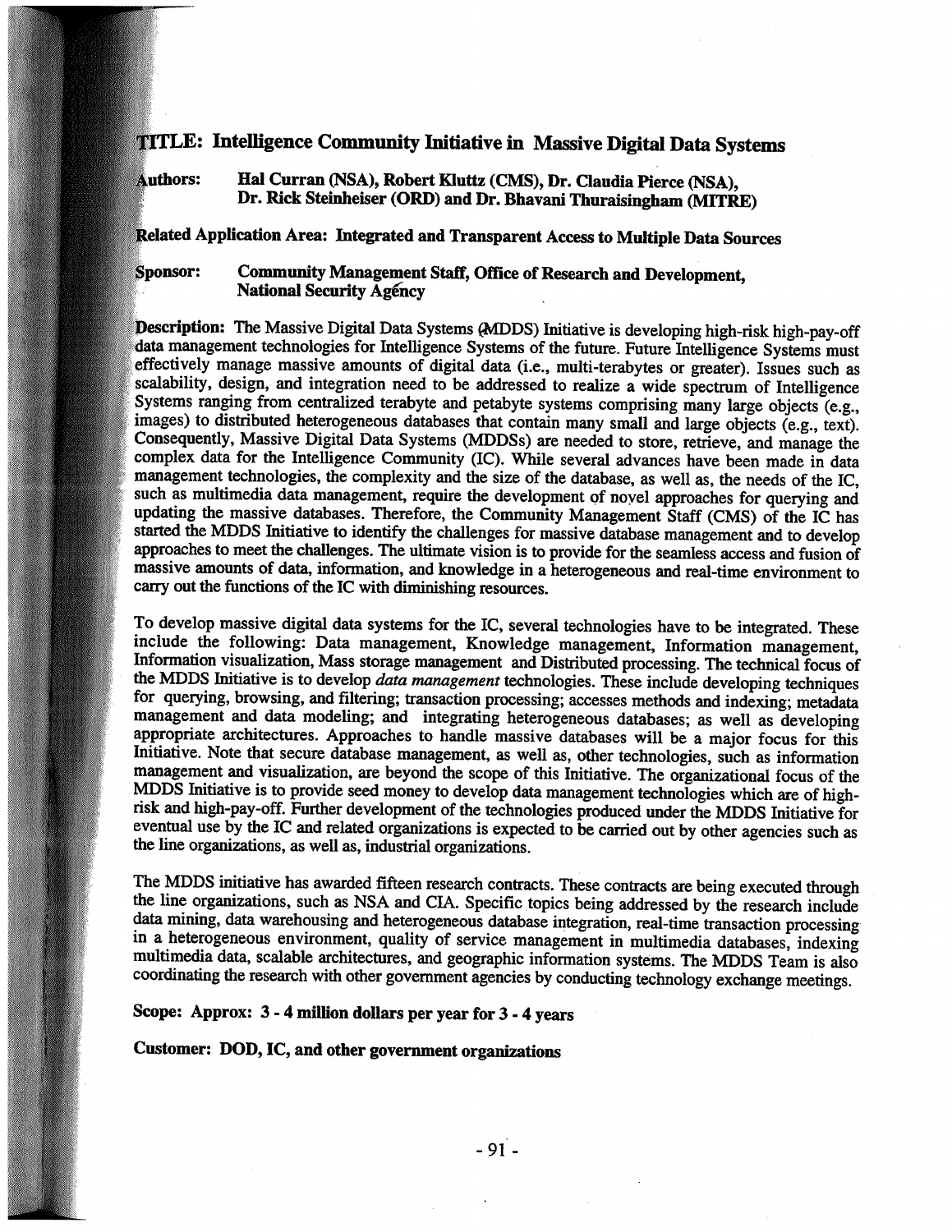# TITLE: Intelligence Community Initiative in Massive Digital Data Systems

**Authors:** **Hal Curran (NSA), Robert Kluttz (CMS), Dr. Claudia Pierce (NSA), Dr. Rick Steinheiser (ORD) and Dr. Bhavani Thuraisingham (MITRE)**

**Related Application Area: Integrated and Transparent Access to Multiple Data Sources**

**Sponsor:** **Community Management Staff, Office of Research and Development, National Security Agency**

**Description:** The Massive Digital Data Systems (MDDS) Initiative is developing high-risk high-pay-off data management technologies for Intelligence Systems of the future. Future Intelligence Systems must effectively manage massive amounts of digital data (i.e., multi-terabytes or greater). Issues such as scalability, design, and integration need to be addressed to realize a wide spectrum of Intelligence Systems ranging from centralized terabyte and petabyte systems comprising many large objects (e.g., images) to distributed heterogeneous databases that contain many small and large objects (e.g., text). Consequently, Massive Digital Data Systems (MDDSs) are needed to store, retrieve, and manage the complex data for the Intelligence Community (IC). While several advances have been made in data management technologies, the complexity and the size of the database, as well as, the needs of the IC, such as multimedia data management, require the development of novel approaches for querying and updating the massive databases. Therefore, the Community Management Staff (CMS) of the IC has started the MDDS Initiative to identify the challenges for massive database management and to develop approaches to meet the challenges. The ultimate vision is to provide for the seamless access and fusion of massive amounts of data, information, and knowledge in a heterogeneous and real-time environment to carry out the functions of the IC with diminishing resources.

To develop massive digital data systems for the IC, several technologies have to be integrated. These include the following: Data management, Knowledge management, Information management, Information visualization, Mass storage management and Distributed processing. The technical focus of the MDDS Initiative is to develop *data management* technologies. These include developing techniques for querying, browsing, and filtering; transaction processing; accesses methods and indexing; metadata management and data modeling; and integrating heterogeneous databases; as well as developing appropriate architectures. Approaches to handle massive databases will be a major focus for this Initiative. Note that secure database management, as well as, other technologies, such as information management and visualization, are beyond the scope of this Initiative. The organizational focus of the MDDS Initiative is to provide seed money to develop data management technologies which are of high-risk and high-pay-off. Further development of the technologies produced under the MDDS Initiative for eventual use by the IC and related organizations is expected to be carried out by other agencies such as the line organizations, as well as, industrial organizations.

The MDDS initiative has awarded fifteen research contracts. These contracts are being executed through the line organizations, such as NSA and CIA. Specific topics being addressed by the research include data mining, data warehousing and heterogeneous database integration, real-time transaction processing in a heterogeneous environment, quality of service management in multimedia databases, indexing multimedia data, scalable architectures, and geographic information systems. The MDDS Team is also coordinating the research with other government agencies by conducting technology exchange meetings.

**Scope: Approx: 3 - 4 million dollars per year for 3 - 4 years**

**Customer: DOD, IC, and other government organizations**